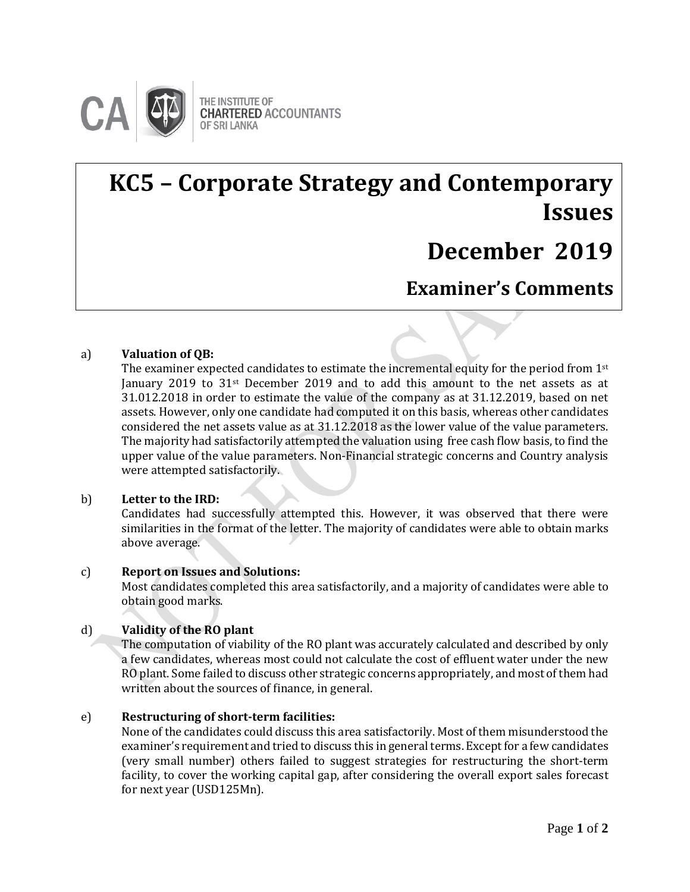THE INSTITUTE OF CHARTERED ACCOUNTANTS OF SRI LANKA

# KC5 – Corporate Strategy and Contemporary Issues

# December 2019

## Examiner's Comments

a) **Valuation of QB:**

The examiner expected candidates to estimate the incremental equity for the period from 1st January 2019 to 31st December 2019 and to add this amount to the net assets as at 31.012.2018 in order to estimate the value of the company as at 31.12.2019, based on net assets. However, only one candidate had computed it on this basis, whereas other candidates considered the net assets value as at 31.12.2018 as the lower value of the value parameters. The majority had satisfactorily attempted the valuation using free cash flow basis, to find the upper value of the value parameters. Non-Financial strategic concerns and Country analysis were attempted satisfactorily.

b) **Letter to the IRD:**

Candidates had successfully attempted this. However, it was observed that there were similarities in the format of the letter. The majority of candidates were able to obtain marks above average.

c) **Report on Issues and Solutions:**

Most candidates completed this area satisfactorily, and a majority of candidates were able to obtain good marks.

d) **Validity of the RO plant**

The computation of viability of the RO plant was accurately calculated and described by only a few candidates, whereas most could not calculate the cost of effluent water under the new RO plant. Some failed to discuss other strategic concerns appropriately, and most of them had written about the sources of finance, in general.

e) **Restructuring of short-term facilities:**

None of the candidates could discuss this area satisfactorily. Most of them misunderstood the examiner's requirement and tried to discuss this in general terms. Except for a few candidates (very small number) others failed to suggest strategies for restructuring the short-term facility, to cover the working capital gap, after considering the overall export sales forecast for next year (USD125Mn).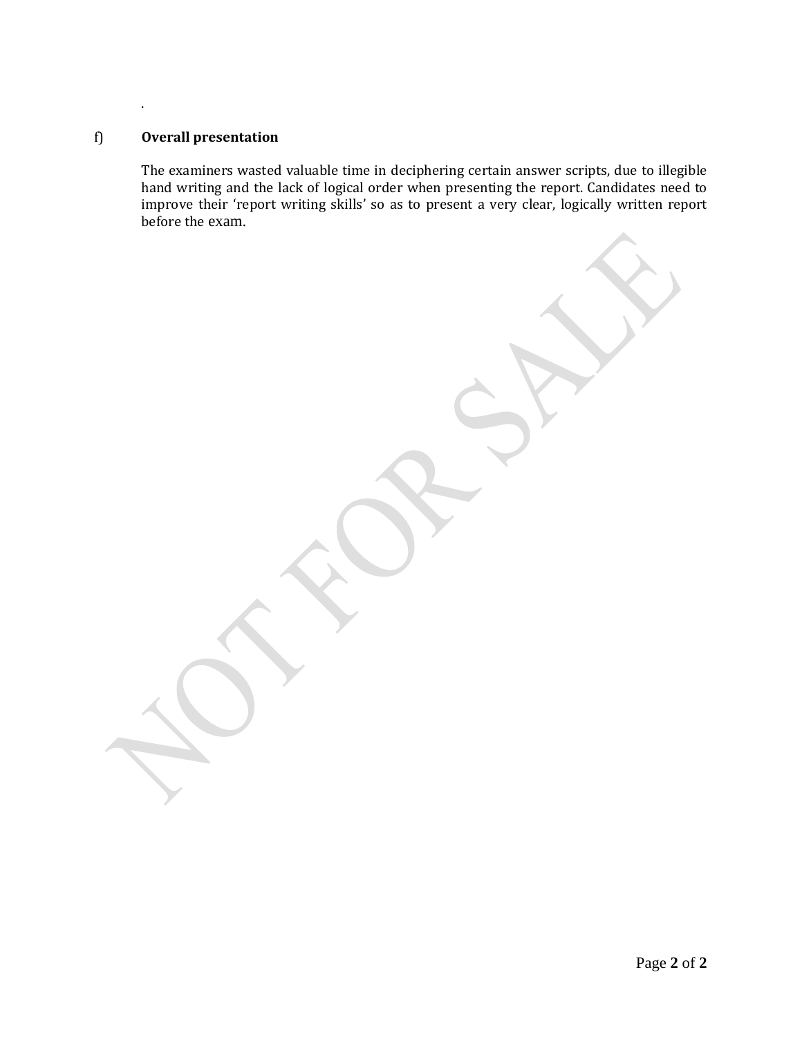f) **Overall presentation**

The examiners wasted valuable time in deciphering certain answer scripts, due to illegible hand writing and the lack of logical order when presenting the report. Candidates need to improve their 'report writing skills' so as to present a very clear, logically written report before the exam.